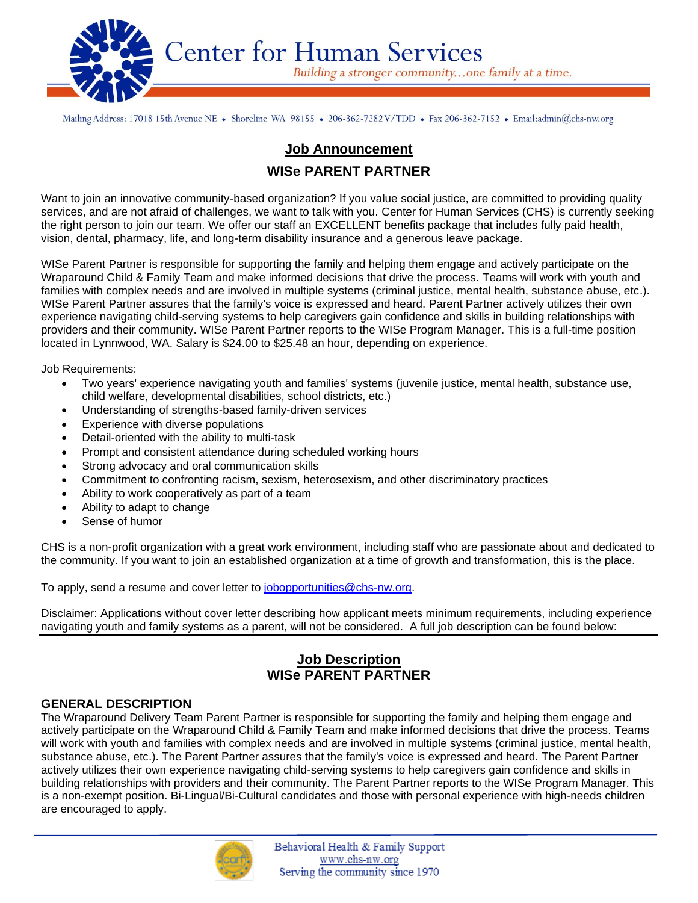# Center for Human Services

*Building a stronger community…one family at a time.*

Mailing Address: 17018 15th Avenue NE • Shoreline WA 98155 • 206-362-7282 V/TDD • Fax 206-362-7152 • Email:admin@chs-nw.org

## Job Announcement

## WISe PARENT PARTNER

Want to join an innovative community-based organization? If you value social justice, are committed to providing quality services, and are not afraid of challenges, we want to talk with you. Center for Human Services (CHS) is currently seeking the right person to join our team. We offer our staff an EXCELLENT benefits package that includes fully paid health, vision, dental, pharmacy, life, and long-term disability insurance and a generous leave package.

WISe Parent Partner is responsible for supporting the family and helping them engage and actively participate on the Wraparound Child & Family Team and make informed decisions that drive the process. Teams will work with youth and families with complex needs and are involved in multiple systems (criminal justice, mental health, substance abuse, etc.). WISe Parent Partner assures that the family's voice is expressed and heard. Parent Partner actively utilizes their own experience navigating child-serving systems to help caregivers gain confidence and skills in building relationships with providers and their community. WISe Parent Partner reports to the WISe Program Manager. This is a full-time position located in Lynnwood, WA. Salary is $24.00 to $25.48 an hour, depending on experience.

Job Requirements:

- Two years' experience navigating youth and families' systems (juvenile justice, mental health, substance use, child welfare, developmental disabilities, school districts, etc.)
- Understanding of strengths-based family-driven services
- Experience with diverse populations
- Detail-oriented with the ability to multi-task
- Prompt and consistent attendance during scheduled working hours
- Strong advocacy and oral communication skills
- Commitment to confronting racism, sexism, heterosexism, and other discriminatory practices
- Ability to work cooperatively as part of a team
- Ability to adapt to change
- Sense of humor

CHS is a non-profit organization with a great work environment, including staff who are passionate about and dedicated to the community. If you want to join an established organization at a time of growth and transformation, this is the place.

To apply, send a resume and cover letter to jobopportunities@chs-nw.org.

Disclaimer: Applications without cover letter describing how applicant meets minimum requirements, including experience navigating youth and family systems as a parent, will not be considered. A full job description can be found below:

---

## Job Description

## WISe PARENT PARTNER

### GENERAL DESCRIPTION

The Wraparound Delivery Team Parent Partner is responsible for supporting the family and helping them engage and actively participate on the Wraparound Child & Family Team and make informed decisions that drive the process. Teams will work with youth and families with complex needs and are involved in multiple systems (criminal justice, mental health, substance abuse, etc.). The Parent Partner assures that the family's voice is expressed and heard. The Parent Partner actively utilizes their own experience navigating child-serving systems to help caregivers gain confidence and skills in building relationships with providers and their community. The Parent Partner reports to the WISe Program Manager. This is a non-exempt position. Bi-Lingual/Bi-Cultural candidates and those with personal experience with high-needs children are encouraged to apply.

Behavioral Health & Family Support
www.chs-nw.org
Serving the community since 1970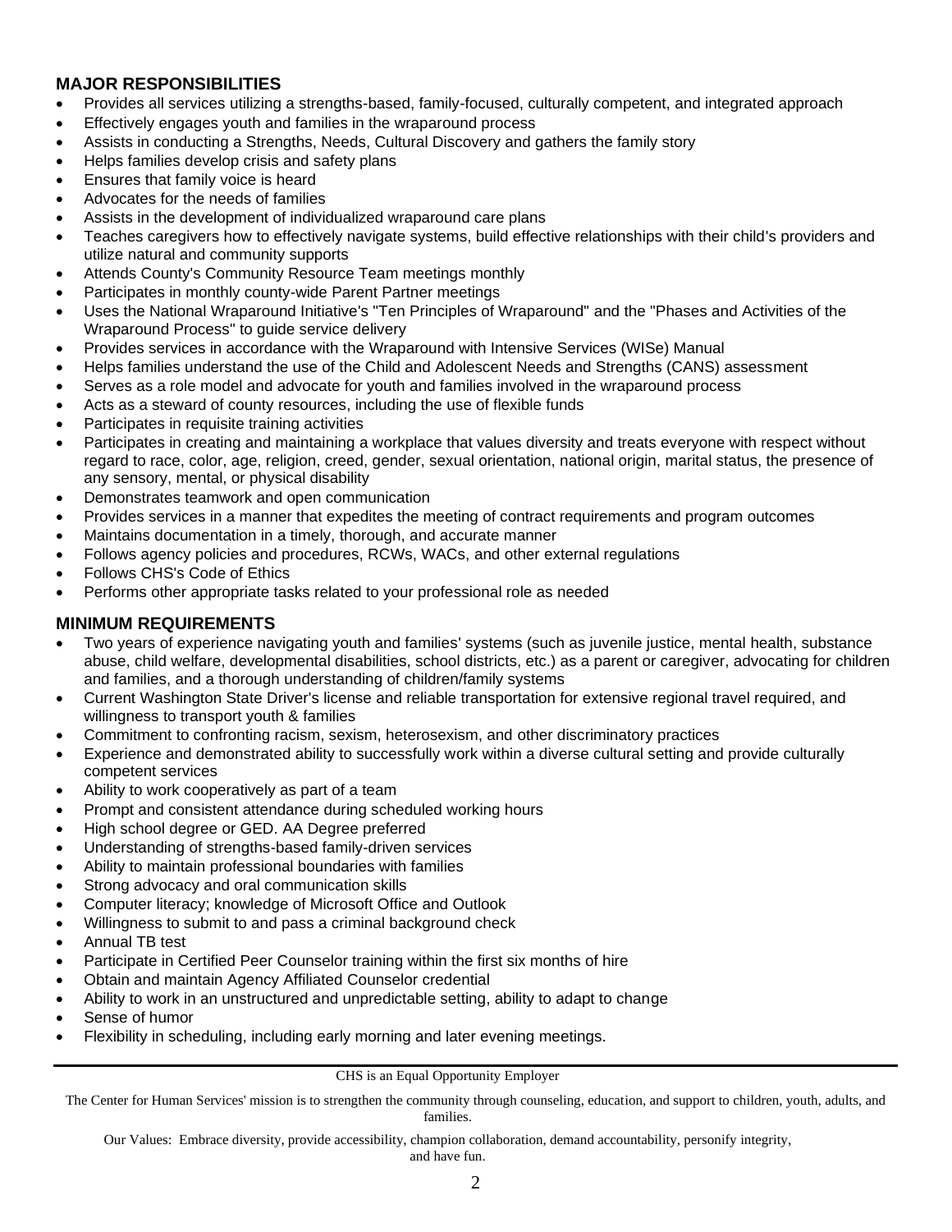## MAJOR RESPONSIBILITIES

- Provides all services utilizing a strengths-based, family-focused, culturally competent, and integrated approach
- Effectively engages youth and families in the wraparound process
- Assists in conducting a Strengths, Needs, Cultural Discovery and gathers the family story
- Helps families develop crisis and safety plans
- Ensures that family voice is heard
- Advocates for the needs of families
- Assists in the development of individualized wraparound care plans
- Teaches caregivers how to effectively navigate systems, build effective relationships with their child's providers and utilize natural and community supports
- Attends County's Community Resource Team meetings monthly
- Participates in monthly county-wide Parent Partner meetings
- Uses the National Wraparound Initiative's "Ten Principles of Wraparound" and the "Phases and Activities of the Wraparound Process" to guide service delivery
- Provides services in accordance with the Wraparound with Intensive Services (WISe) Manual
- Helps families understand the use of the Child and Adolescent Needs and Strengths (CANS) assessment
- Serves as a role model and advocate for youth and families involved in the wraparound process
- Acts as a steward of county resources, including the use of flexible funds
- Participates in requisite training activities
- Participates in creating and maintaining a workplace that values diversity and treats everyone with respect without regard to race, color, age, religion, creed, gender, sexual orientation, national origin, marital status, the presence of any sensory, mental, or physical disability
- Demonstrates teamwork and open communication
- Provides services in a manner that expedites the meeting of contract requirements and program outcomes
- Maintains documentation in a timely, thorough, and accurate manner
- Follows agency policies and procedures, RCWs, WACs, and other external regulations
- Follows CHS's Code of Ethics
- Performs other appropriate tasks related to your professional role as needed

## MINIMUM REQUIREMENTS

- Two years of experience navigating youth and families' systems (such as juvenile justice, mental health, substance abuse, child welfare, developmental disabilities, school districts, etc.) as a parent or caregiver, advocating for children and families, and a thorough understanding of children/family systems
- Current Washington State Driver's license and reliable transportation for extensive regional travel required, and willingness to transport youth & families
- Commitment to confronting racism, sexism, heterosexism, and other discriminatory practices
- Experience and demonstrated ability to successfully work within a diverse cultural setting and provide culturally competent services
- Ability to work cooperatively as part of a team
- Prompt and consistent attendance during scheduled working hours
- High school degree or GED. AA Degree preferred
- Understanding of strengths-based family-driven services
- Ability to maintain professional boundaries with families
- Strong advocacy and oral communication skills
- Computer literacy; knowledge of Microsoft Office and Outlook
- Willingness to submit to and pass a criminal background check
- Annual TB test
- Participate in Certified Peer Counselor training within the first six months of hire
- Obtain and maintain Agency Affiliated Counselor credential
- Ability to work in an unstructured and unpredictable setting, ability to adapt to change
- Sense of humor
- Flexibility in scheduling, including early morning and later evening meetings.

---

CHS is an Equal Opportunity Employer

The Center for Human Services' mission is to strengthen the community through counseling, education, and support to children, youth, adults, and families.

Our Values: Embrace diversity, provide accessibility, champion collaboration, demand accountability, personify integrity, and have fun.